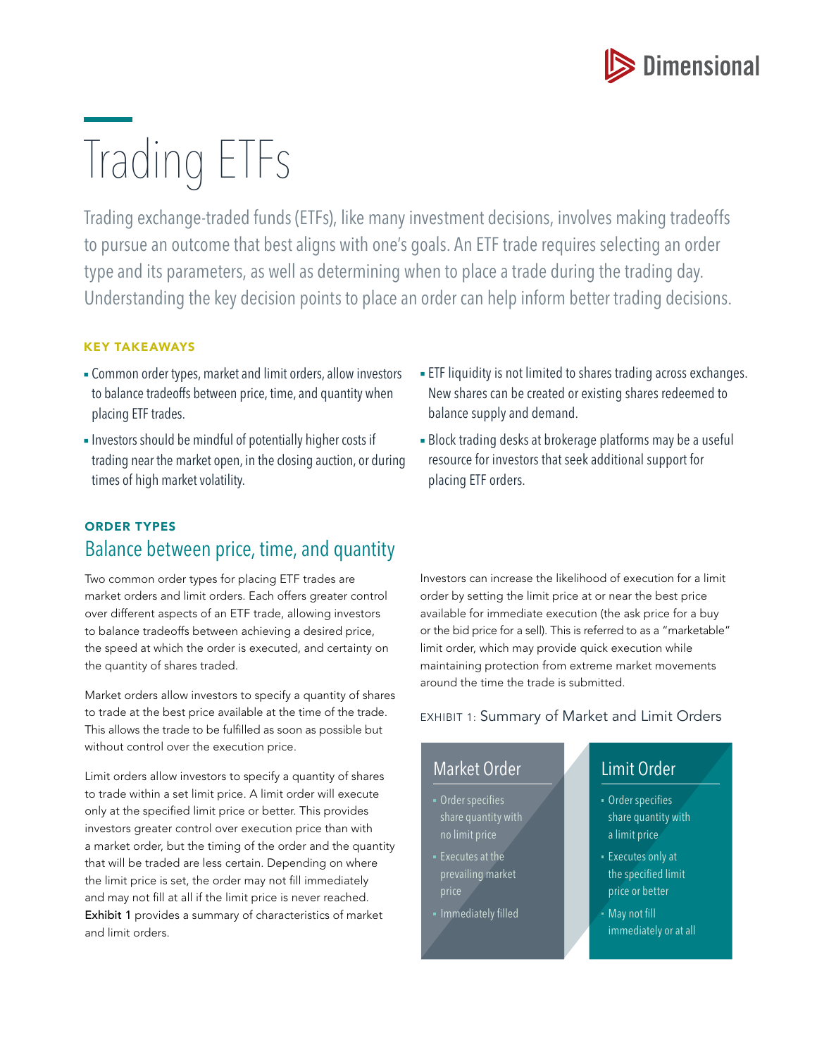# Trading ETFs

Trading exchange-traded funds (ETFs), like many investment decisions, involves making tradeoffs to pursue an outcome that best aligns with one's goals. An ETF trade requires selecting an order type and its parameters, as well as determining when to place a trade during the trading day. Understanding the key decision points to place an order can help inform better trading decisions.

**KEY TAKEAWAYS**

- Common order types, market and limit orders, allow investors to balance tradeoffs between price, time, and quantity when placing ETF trades.
- Investors should be mindful of potentially higher costs if trading near the market open, in the closing auction, or during times of high market volatility.
- ETF liquidity is not limited to shares trading across exchanges. New shares can be created or existing shares redeemed to balance supply and demand.
- Block trading desks at brokerage platforms may be a useful resource for investors that seek additional support for placing ETF orders.

## ORDER TYPES

### Balance between price, time, and quantity

Two common order types for placing ETF trades are market orders and limit orders. Each offers greater control over different aspects of an ETF trade, allowing investors to balance tradeoffs between achieving a desired price, the speed at which the order is executed, and certainty on the quantity of shares traded.

Market orders allow investors to specify a quantity of shares to trade at the best price available at the time of the trade. This allows the trade to be fulfilled as soon as possible but without control over the execution price.

Limit orders allow investors to specify a quantity of shares to trade within a set limit price. A limit order will execute only at the specified limit price or better. This provides investors greater control over execution price than with a market order, but the timing of the order and the quantity that will be traded are less certain. Depending on where the limit price is set, the order may not fill immediately and may not fill at all if the limit price is never reached. **Exhibit 1** provides a summary of characteristics of market and limit orders.

Investors can increase the likelihood of execution for a limit order by setting the limit price at or near the best price available for immediate execution (the ask price for a buy or the bid price for a sell). This is referred to as a "marketable" limit order, which may provide quick execution while maintaining protection from extreme market movements around the time the trade is submitted.

EXHIBIT 1: Summary of Market and Limit Orders

| Market Order | Limit Order |
| --- | --- |
| Order specifies share quantity with no limit price | Order specifies share quantity with a limit price |
| Executes at the prevailing market price | Executes only at the specified limit price or better |
| Immediately filled | May not fill immediately or at all |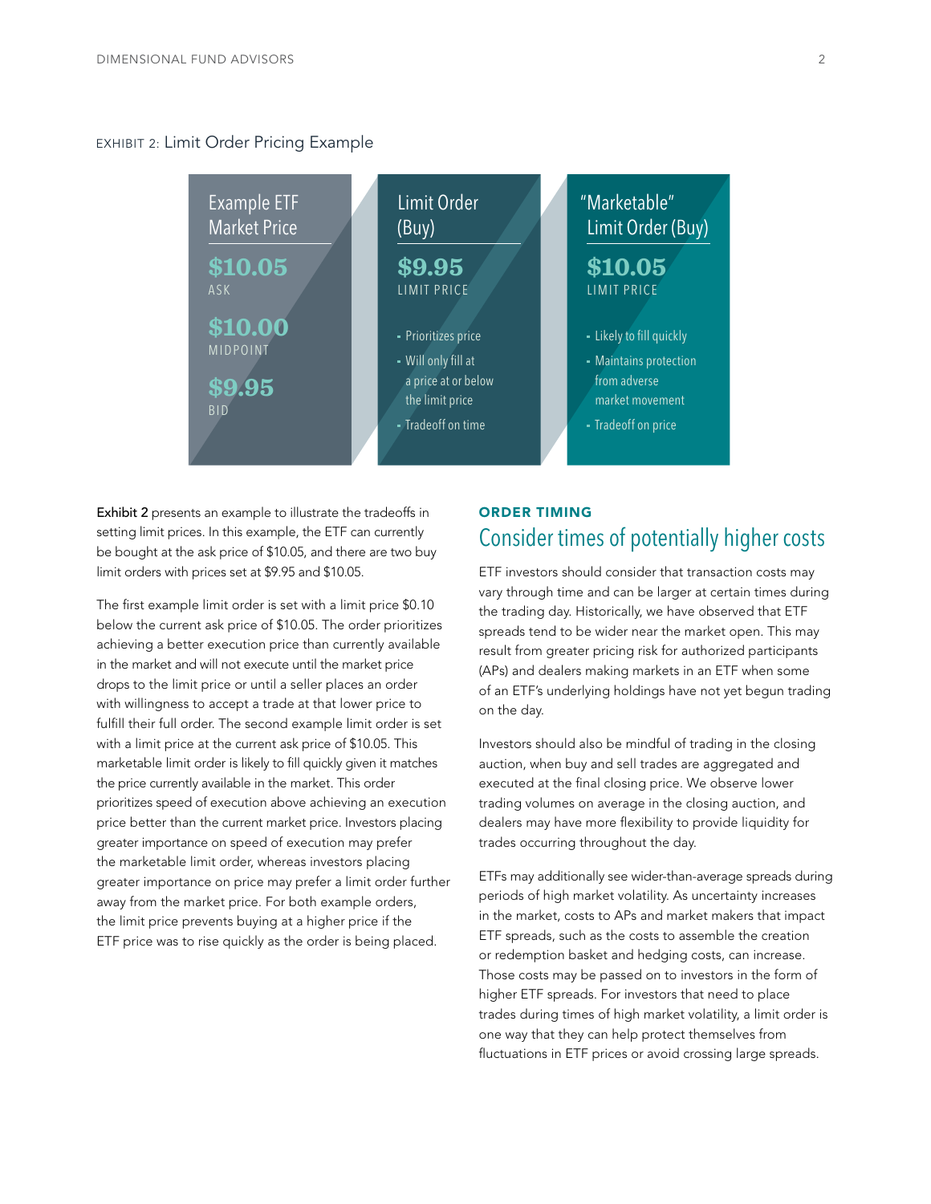EXHIBIT 2: Limit Order Pricing Example

| Example ETF Market Price | Limit Order (Buy) | "Marketable" Limit Order (Buy) |
| --- | --- | --- |
| **$10.05** ASK | **$9.95** LIMIT PRICE | **$10.05** LIMIT PRICE |
| **$10.00** MIDPOINT | - Prioritizes price | - Likely to fill quickly |
| **$9.95** BID | - Will only fill at a price at or below the limit price | - Maintains protection from adverse market movement |
| | - Tradeoff on time | - Tradeoff on price |

**Exhibit 2** presents an example to illustrate the tradeoffs in setting limit prices. In this example, the ETF can currently be bought at the ask price of $10.05, and there are two buy limit orders with prices set at $9.95 and $10.05.

The first example limit order is set with a limit price $0.10 below the current ask price of $10.05. The order prioritizes achieving a better execution price than currently available in the market and will not execute until the market price drops to the limit price or until a seller places an order with willingness to accept a trade at that lower price to fulfill their full order. The second example limit order is set with a limit price at the current ask price of $10.05. This marketable limit order is likely to fill quickly given it matches the price currently available in the market. This order prioritizes speed of execution above achieving an execution price better than the current market price. Investors placing greater importance on speed of execution may prefer the marketable limit order, whereas investors placing greater importance on price may prefer a limit order further away from the market price. For both example orders, the limit price prevents buying at a higher price if the ETF price was to rise quickly as the order is being placed.

**ORDER TIMING**

## Consider times of potentially higher costs

ETF investors should consider that transaction costs may vary through time and can be larger at certain times during the trading day. Historically, we have observed that ETF spreads tend to be wider near the market open. This may result from greater pricing risk for authorized participants (APs) and dealers making markets in an ETF when some of an ETF's underlying holdings have not yet begun trading on the day.

Investors should also be mindful of trading in the closing auction, when buy and sell trades are aggregated and executed at the final closing price. We observe lower trading volumes on average in the closing auction, and dealers may have more flexibility to provide liquidity for trades occurring throughout the day.

ETFs may additionally see wider-than-average spreads during periods of high market volatility. As uncertainty increases in the market, costs to APs and market makers that impact ETF spreads, such as the costs to assemble the creation or redemption basket and hedging costs, can increase. Those costs may be passed on to investors in the form of higher ETF spreads. For investors that need to place trades during times of high market volatility, a limit order is one way that they can help protect themselves from fluctuations in ETF prices or avoid crossing large spreads.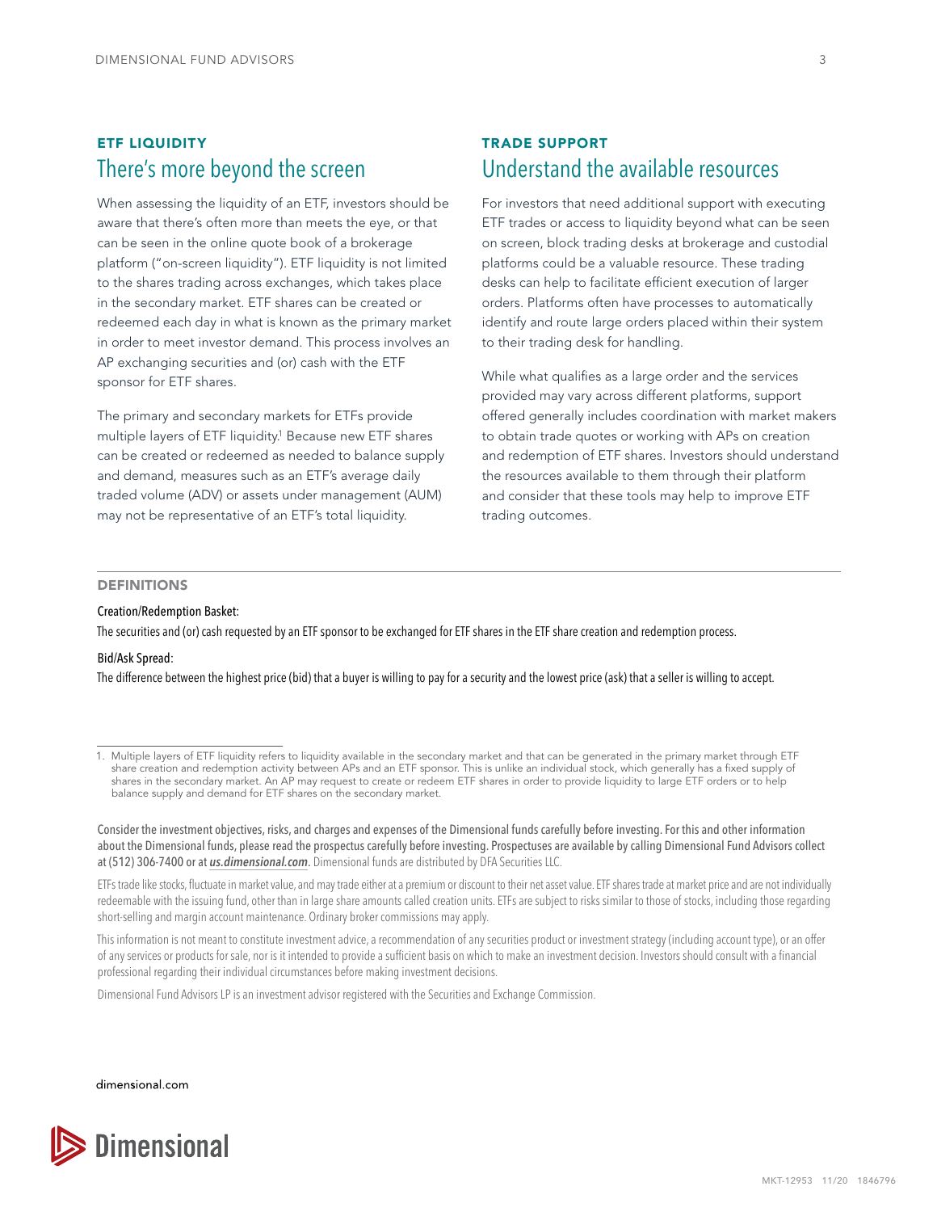## ETF LIQUIDITY

### There's more beyond the screen

When assessing the liquidity of an ETF, investors should be aware that there's often more than meets the eye, or that can be seen in the online quote book of a brokerage platform ("on-screen liquidity"). ETF liquidity is not limited to the shares trading across exchanges, which takes place in the secondary market. ETF shares can be created or redeemed each day in what is known as the primary market in order to meet investor demand. This process involves an AP exchanging securities and (or) cash with the ETF sponsor for ETF shares.

The primary and secondary markets for ETFs provide multiple layers of ETF liquidity.[1] Because new ETF shares can be created or redeemed as needed to balance supply and demand, measures such as an ETF's average daily traded volume (ADV) or assets under management (AUM) may not be representative of an ETF's total liquidity.

## TRADE SUPPORT

### Understand the available resources

For investors that need additional support with executing ETF trades or access to liquidity beyond what can be seen on screen, block trading desks at brokerage and custodial platforms could be a valuable resource. These trading desks can help to facilitate efficient execution of larger orders. Platforms often have processes to automatically identify and route large orders placed within their system to their trading desk for handling.

While what qualifies as a large order and the services provided may vary across different platforms, support offered generally includes coordination with market makers to obtain trade quotes or working with APs on creation and redemption of ETF shares. Investors should understand the resources available to them through their platform and consider that these tools may help to improve ETF trading outcomes.

---

#### DEFINITIONS

Creation/Redemption Basket:
The securities and (or) cash requested by an ETF sponsor to be exchanged for ETF shares in the ETF share creation and redemption process.

Bid/Ask Spread:
The difference between the highest price (bid) that a buyer is willing to pay for a security and the lowest price (ask) that a seller is willing to accept.

---

1. Multiple layers of ETF liquidity refers to liquidity available in the secondary market and that can be generated in the primary market through ETF share creation and redemption activity between APs and an ETF sponsor. This is unlike an individual stock, which generally has a fixed supply of shares in the secondary market. An AP may request to create or redeem ETF shares in order to provide liquidity to large ETF orders or to help balance supply and demand for ETF shares on the secondary market.

Consider the investment objectives, risks, and charges and expenses of the Dimensional funds carefully before investing. For this and other information about the Dimensional funds, please read the prospectus carefully before investing. Prospectuses are available by calling Dimensional Fund Advisors collect at (512) 306-7400 or at ***us.dimensional.com***. Dimensional funds are distributed by DFA Securities LLC.

ETFs trade like stocks, fluctuate in market value, and may trade either at a premium or discount to their net asset value. ETF shares trade at market price and are not individually redeemable with the issuing fund, other than in large share amounts called creation units. ETFs are subject to risks similar to those of stocks, including those regarding short-selling and margin account maintenance. Ordinary broker commissions may apply.

This information is not meant to constitute investment advice, a recommendation of any securities product or investment strategy (including account type), or an offer of any services or products for sale, nor is it intended to provide a sufficient basis on which to make an investment decision. Investors should consult with a financial professional regarding their individual circumstances before making investment decisions.

Dimensional Fund Advisors LP is an investment advisor registered with the Securities and Exchange Commission.

dimensional.com

Dimensional

MKT-12953 11/20 1846796